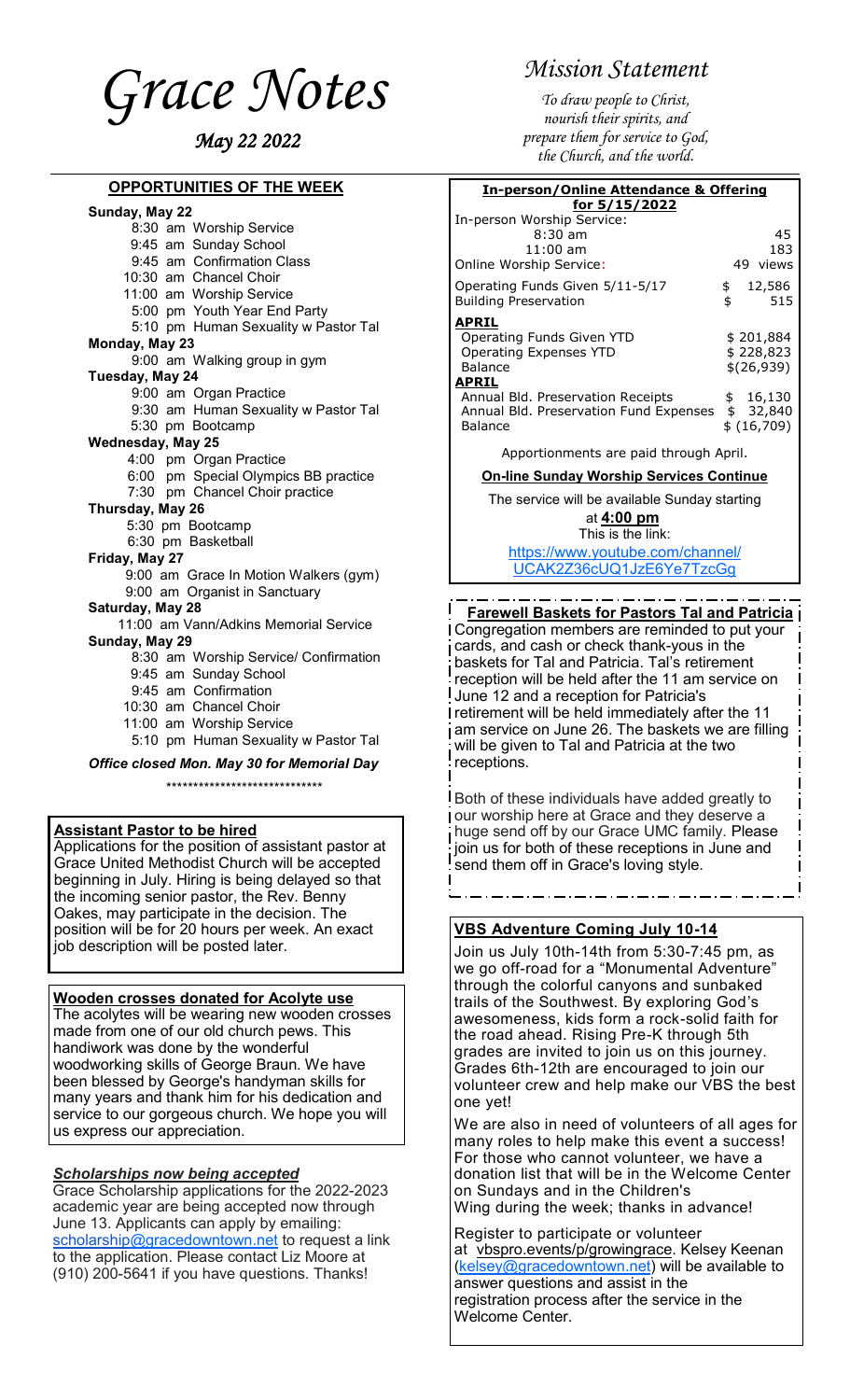# Grace Notes

*May 22 2022*

## OPPORTUNITIES OF THE WEEK

**Sunday, May 22**
- 8:30 am Worship Service
- 9:45 am Sunday School
- 9:45 am Confirmation Class
- 10:30 am Chancel Choir
- 11:00 am Worship Service
- 5:00 pm Youth Year End Party
- 5:10 pm Human Sexuality w Pastor Tal

**Monday, May 23**
- 9:00 am Walking group in gym

**Tuesday, May 24**
- 9:00 am Organ Practice
- 9:30 am Human Sexuality w Pastor Tal
- 5:30 pm Bootcamp

**Wednesday, May 25**
- 4:00 pm Organ Practice
- 6:00 pm Special Olympics BB practice
- 7:30 pm Chancel Choir practice

**Thursday, May 26**
- 5:30 pm Bootcamp
- 6:30 pm Basketball

**Friday, May 27**
- 9:00 am Grace In Motion Walkers (gym)
- 9:00 am Organist in Sanctuary

**Saturday, May 28**
- 11:00 am Vann/Adkins Memorial Service

**Sunday, May 29**
- 8:30 am Worship Service/ Confirmation
- 9:45 am Sunday School
- 9:45 am Confirmation
- 10:30 am Chancel Choir
- 11:00 am Worship Service
- 5:10 pm Human Sexuality w Pastor Tal

***Office closed Mon. May 30 for Memorial Day***

\*\*\*\*\*\*\*\*\*\*\*\*\*\*\*\*\*\*\*\*\*\*\*\*\*\*\*\*\*\*

### Assistant Pastor to be hired

Applications for the position of assistant pastor at Grace United Methodist Church will be accepted beginning in July. Hiring is being delayed so that the incoming senior pastor, the Rev. Benny Oakes, may participate in the decision. The position will be for 20 hours per week. An exact job description will be posted later.

### Wooden crosses donated for Acolyte use

The acolytes will be wearing new wooden crosses made from one of our old church pews. This handiwork was done by the wonderful woodworking skills of George Braun. We have been blessed by George's handyman skills for many years and thank him for his dedication and service to our gorgeous church. We hope you will us express our appreciation.

### *Scholarships now being accepted*

Grace Scholarship applications for the 2022-2023 academic year are being accepted now through June 13. Applicants can apply by emailing: scholarship@gracedowntown.net to request a link to the application. Please contact Liz Moore at (910) 200-5641 if you have questions. Thanks!

## *Mission Statement*

*To draw people to Christ, nourish their spirits, and prepare them for service to God, the Church, and the world.*

### In-person/Online Attendance & Offering for 5/15/2022

| | |
|---|---|
| In-person Worship Service: | |
| 8:30 am | 45 |
| 11:00 am | 183 |
| Online Worship Service: | 49 views |
| Operating Funds Given 5/11-5/17 | $ 12,586 |
| Building Preservation | $ 515 |
| **APRIL** | |
| Operating Funds Given YTD | $ 201,884 |
| Operating Expenses YTD | $ 228,823 |
| Balance | $(26,939) |
| **APRIL** | |
| Annual Bld. Preservation Receipts | $ 16,130 |
| Annual Bld. Preservation Fund Expenses | $ 32,840 |
| Balance | $ (16,709) |

Apportionments are paid through April.

**On-line Sunday Worship Services Continue**

The service will be available Sunday starting at **4:00 pm**

This is the link:

https://www.youtube.com/channel/UCAK2Z36cUQ1JzE6Ye7TzcGg

### Farewell Baskets for Pastors Tal and Patricia

Congregation members are reminded to put your cards, and cash or check thank-yous in the baskets for Tal and Patricia. Tal's retirement reception will be held after the 11 am service on June 12 and a reception for Patricia's retirement will be held immediately after the 11 am service on June 26. The baskets we are filling will be given to Tal and Patricia at the two receptions.

Both of these individuals have added greatly to our worship here at Grace and they deserve a huge send off by our Grace UMC family. Please join us for both of these receptions in June and send them off in Grace's loving style.

### VBS Adventure Coming July 10-14

Join us July 10th-14th from 5:30-7:45 pm, as we go off-road for a "Monumental Adventure" through the colorful canyons and sunbaked trails of the Southwest. By exploring God's awesomeness, kids form a rock-solid faith for the road ahead. Rising Pre-K through 5th grades are invited to join us on this journey. Grades 6th-12th are encouraged to join our volunteer crew and help make our VBS the best one yet!

We are also in need of volunteers of all ages for many roles to help make this event a success! For those who cannot volunteer, we have a donation list that will be in the Welcome Center on Sundays and in the Children's Wing during the week; thanks in advance!

Register to participate or volunteer at vbspro.events/p/growingrace. Kelsey Keenan (kelsey@gracedowntown.net) will be available to answer questions and assist in the registration process after the service in the Welcome Center.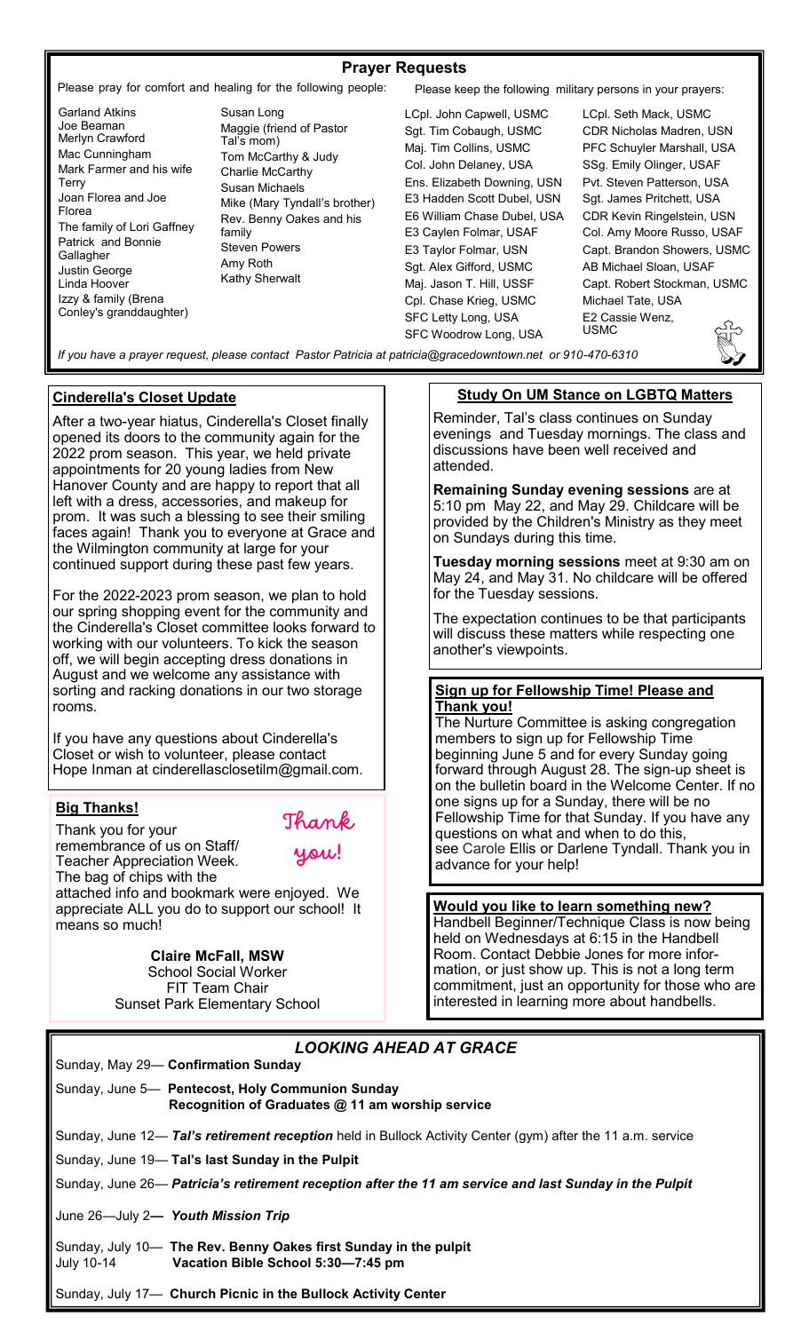## Prayer Requests

Please pray for comfort and healing for the following people:

- Garland Atkins
- Joe Beaman
- Merlyn Crawford
- Mac Cunningham
- Mark Farmer and his wife Terry
- Joan Florea and Joe Florea
- The family of Lori Gaffney
- Patrick and Bonnie Gallagher
- Justin George
- Linda Hoover
- Izzy & family (Brena Conley's granddaughter)
- Susan Long
- Maggie (friend of Pastor Tal's mom)
- Tom McCarthy & Judy
- Charlie McCarthy
- Susan Michaels
- Mike (Mary Tyndall's brother)
- Rev. Benny Oakes and his family
- Steven Powers
- Amy Roth
- Kathy Sherwalt

Please keep the following military persons in your prayers:

- LCpl. John Capwell, USMC
- Sgt. Tim Cobaugh, USMC
- Maj. Tim Collins, USMC
- Col. John Delaney, USA
- Ens. Elizabeth Downing, USN
- E3 Hadden Scott Dubel, USN
- E6 William Chase Dubel, USA
- E3 Caylen Folmar, USAF
- E3 Taylor Folmar, USN
- Sgt. Alex Gifford, USMC
- Maj. Jason T. Hill, USSF
- Cpl. Chase Krieg, USMC
- SFC Letty Long, USA
- SFC Woodrow Long, USA
- LCpl. Seth Mack, USMC
- CDR Nicholas Madren, USN
- PFC Schuyler Marshall, USA
- SSg. Emily Olinger, USAF
- Pvt. Steven Patterson, USA
- Sgt. James Pritchett, USA
- CDR Kevin Ringelstein, USN
- Col. Amy Moore Russo, USAF
- Capt. Brandon Showers, USMC
- AB Michael Sloan, USAF
- Capt. Robert Stockman, USMC
- Michael Tate, USA
- E2 Cassie Wenz, USMC

*If you have a prayer request, please contact Pastor Patricia at patricia@gracedowntown.net or 910-470-6310*

### Cinderella's Closet Update

After a two-year hiatus, Cinderella's Closet finally opened its doors to the community again for the 2022 prom season. This year, we held private appointments for 20 young ladies from New Hanover County and are happy to report that all left with a dress, accessories, and makeup for prom. It was such a blessing to see their smiling faces again! Thank you to everyone at Grace and the Wilmington community at large for your continued support during these past few years.

For the 2022-2023 prom season, we plan to hold our spring shopping event for the community and the Cinderella's Closet committee looks forward to working with our volunteers. To kick the season off, we will begin accepting dress donations in August and we welcome any assistance with sorting and racking donations in our two storage rooms.

If you have any questions about Cinderella's Closet or wish to volunteer, please contact Hope Inman at cinderellasclosetilm@gmail.com.

### Big Thanks!

Thank you!

Thank you for your remembrance of us on Staff/ Teacher Appreciation Week. The bag of chips with the attached info and bookmark were enjoyed. We appreciate ALL you do to support our school! It means so much!

**Claire McFall, MSW**
School Social Worker
FIT Team Chair
Sunset Park Elementary School

### Study On UM Stance on LGBTQ Matters

Reminder, Tal's class continues on Sunday evenings and Tuesday mornings. The class and discussions have been well received and attended.

**Remaining Sunday evening sessions** are at 5:10 pm May 22, and May 29. Childcare will be provided by the Children's Ministry as they meet on Sundays during this time.

**Tuesday morning sessions** meet at 9:30 am on May 24, and May 31. No childcare will be offered for the Tuesday sessions.

The expectation continues to be that participants will discuss these matters while respecting one another's viewpoints.

### Sign up for Fellowship Time! Please and Thank you!

The Nurture Committee is asking congregation members to sign up for Fellowship Time beginning June 5 and for every Sunday going forward through August 28. The sign-up sheet is on the bulletin board in the Welcome Center. If no one signs up for a Sunday, there will be no Fellowship Time for that Sunday. If you have any questions on what and when to do this, see Carole Ellis or Darlene Tyndall. Thank you in advance for your help!

### Would you like to learn something new?

Handbell Beginner/Technique Class is now being held on Wednesdays at 6:15 in the Handbell Room. Contact Debbie Jones for more information, or just show up. This is not a long term commitment, just an opportunity for those who are interested in learning more about handbells.

## *LOOKING AHEAD AT GRACE*

Sunday, May 29— **Confirmation Sunday**

Sunday, June 5— **Pentecost, Holy Communion Sunday**
**Recognition of Graduates @ 11 am worship service**

Sunday, June 12— ***Tal's retirement reception*** held in Bullock Activity Center (gym) after the 11 a.m. service

Sunday, June 19— **Tal's last Sunday in the Pulpit**

Sunday, June 26— ***Patricia's retirement reception after the 11 am service and last Sunday in the Pulpit***

June 26—July 2— ***Youth Mission Trip***

Sunday, July 10— **The Rev. Benny Oakes first Sunday in the pulpit**
July 10-14 **Vacation Bible School 5:30—7:45 pm**

Sunday, July 17— **Church Picnic in the Bullock Activity Center**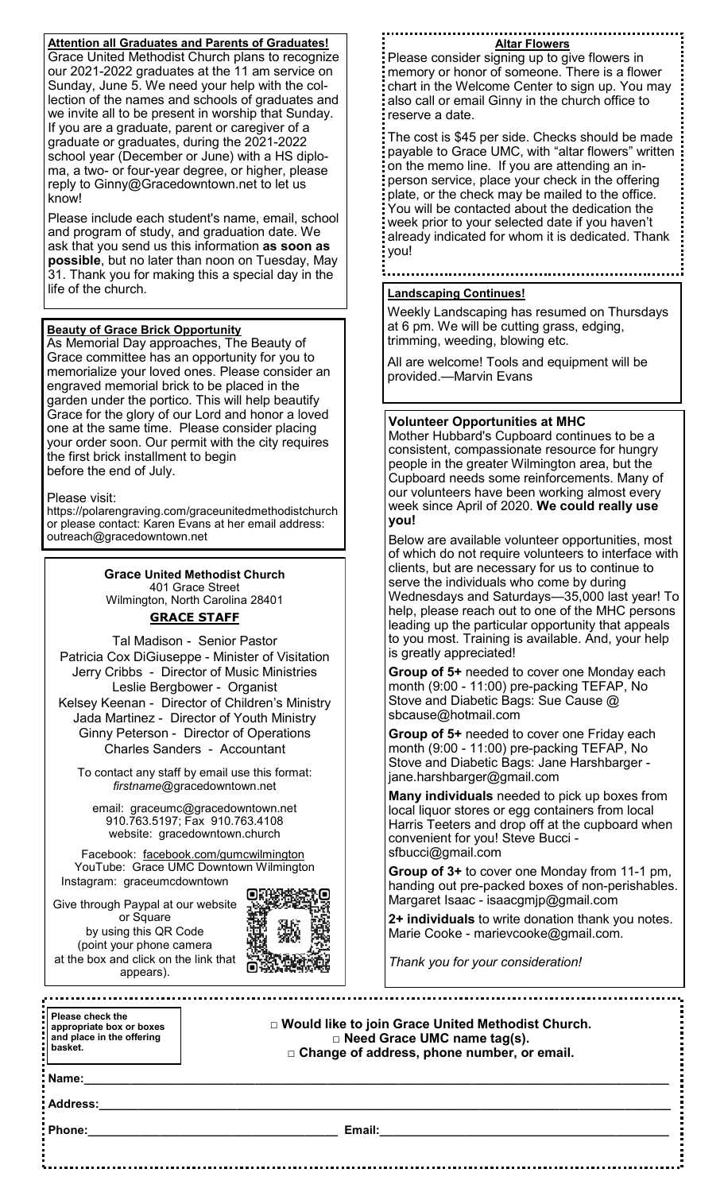**Attention all Graduates and Parents of Graduates!**

Grace United Methodist Church plans to recognize our 2021-2022 graduates at the 11 am service on Sunday, June 5. We need your help with the collection of the names and schools of graduates and we invite all to be present in worship that Sunday. If you are a graduate, parent or caregiver of a graduate or graduates, during the 2021-2022 school year (December or June) with a HS diploma, a two- or four-year degree, or higher, please reply to Ginny@Gracedowntown.net to let us know!

Please include each student's name, email, school and program of study, and graduation date. We ask that you send us this information **as soon as possible**, but no later than noon on Tuesday, May 31. Thank you for making this a special day in the life of the church.

**Beauty of Grace Brick Opportunity**

As Memorial Day approaches, The Beauty of Grace committee has an opportunity for you to memorialize your loved ones. Please consider an engraved memorial brick to be placed in the garden under the portico. This will help beautify Grace for the glory of our Lord and honor a loved one at the same time. Please consider placing your order soon. Our permit with the city requires the first brick installment to begin before the end of July.

Please visit:
https://polarengraving.com/graceunitedmethodistchurch or please contact: Karen Evans at her email address: outreach@gracedowntown.net

**Grace United Methodist Church**
401 Grace Street
Wilmington, North Carolina 28401

**GRACE STAFF**

Tal Madison - Senior Pastor
Patricia Cox DiGiuseppe - Minister of Visitation
Jerry Cribbs - Director of Music Ministries
Leslie Bergbower - Organist
Kelsey Keenan - Director of Children's Ministry
Jada Martinez - Director of Youth Ministry
Ginny Peterson - Director of Operations
Charles Sanders - Accountant

To contact any staff by email use this format: *firstname*@gracedowntown.net

email: graceumc@gracedowntown.net
910.763.5197; Fax 910.763.4108
website: gracedowntown.church

Facebook: facebook.com/gumcwilmington
YouTube: Grace UMC Downtown Wilmington
Instagram: graceumcdowntown

Give through Paypal at our website or Square by using this QR Code (point your phone camera at the box and click on the link that appears).

**Altar Flowers**

Please consider signing up to give flowers in memory or honor of someone. There is a flower chart in the Welcome Center to sign up. You may also call or email Ginny in the church office to reserve a date.

The cost is $45 per side. Checks should be made payable to Grace UMC, with "altar flowers" written on the memo line. If you are attending an in-person service, place your check in the offering plate, or the check may be mailed to the office. You will be contacted about the dedication the week prior to your selected date if you haven't already indicated for whom it is dedicated. Thank you!

**Landscaping Continues!**

Weekly Landscaping has resumed on Thursdays at 6 pm. We will be cutting grass, edging, trimming, weeding, blowing etc.

All are welcome! Tools and equipment will be provided.—Marvin Evans

**Volunteer Opportunities at MHC**

Mother Hubbard's Cupboard continues to be a consistent, compassionate resource for hungry people in the greater Wilmington area, but the Cupboard needs some reinforcements. Many of our volunteers have been working almost every week since April of 2020. **We could really use you!**

Below are available volunteer opportunities, most of which do not require volunteers to interface with clients, but are necessary for us to continue to serve the individuals who come by during Wednesdays and Saturdays—35,000 last year! To help, please reach out to one of the MHC persons leading up the particular opportunity that appeals to you most. Training is available. And, your help is greatly appreciated!

**Group of 5+** needed to cover one Monday each month (9:00 - 11:00) pre-packing TEFAP, No Stove and Diabetic Bags: Sue Cause @ sbcause@hotmail.com

**Group of 5+** needed to cover one Friday each month (9:00 - 11:00) pre-packing TEFAP, No Stove and Diabetic Bags: Jane Harshbarger - jane.harshbarger@gmail.com

**Many individuals** needed to pick up boxes from local liquor stores or egg containers from local Harris Teeters and drop off at the cupboard when convenient for you! Steve Bucci - sfbucci@gmail.com

**Group of 3+** to cover one Monday from 11-1 pm, handing out pre-packed boxes of non-perishables. Margaret Isaac - isaacgmjp@gmail.com

**2+ individuals** to write donation thank you notes. Marie Cooke - marievcooke@gmail.com.

*Thank you for your consideration!*

**Please check the appropriate box or boxes and place in the offering basket.**

**□ Would like to join Grace United Methodist Church.**
**□ Need Grace UMC name tag(s).**
**□ Change of address, phone number, or email.**

**Name:**______________________________

**Address:**______________________________

**Phone:**______________________ **Email:**______________________